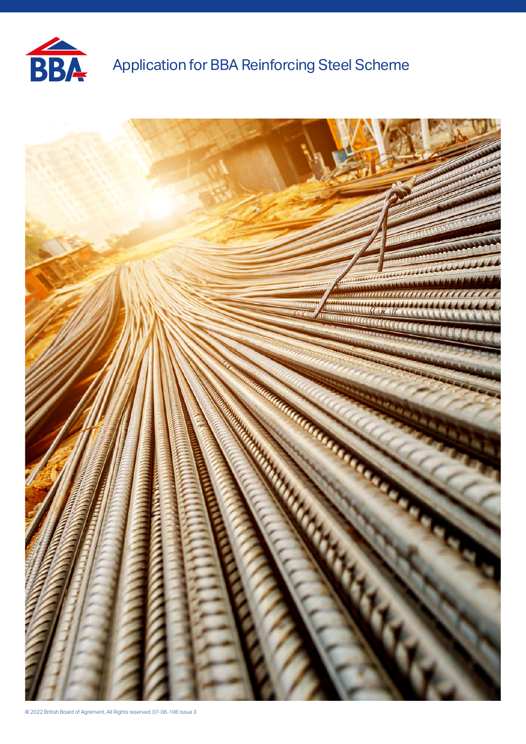# Application for BBA Reinforcing Steel Scheme

© 2022 British Board of Agrément. All Rights reserved. 07-06-106 Issue 3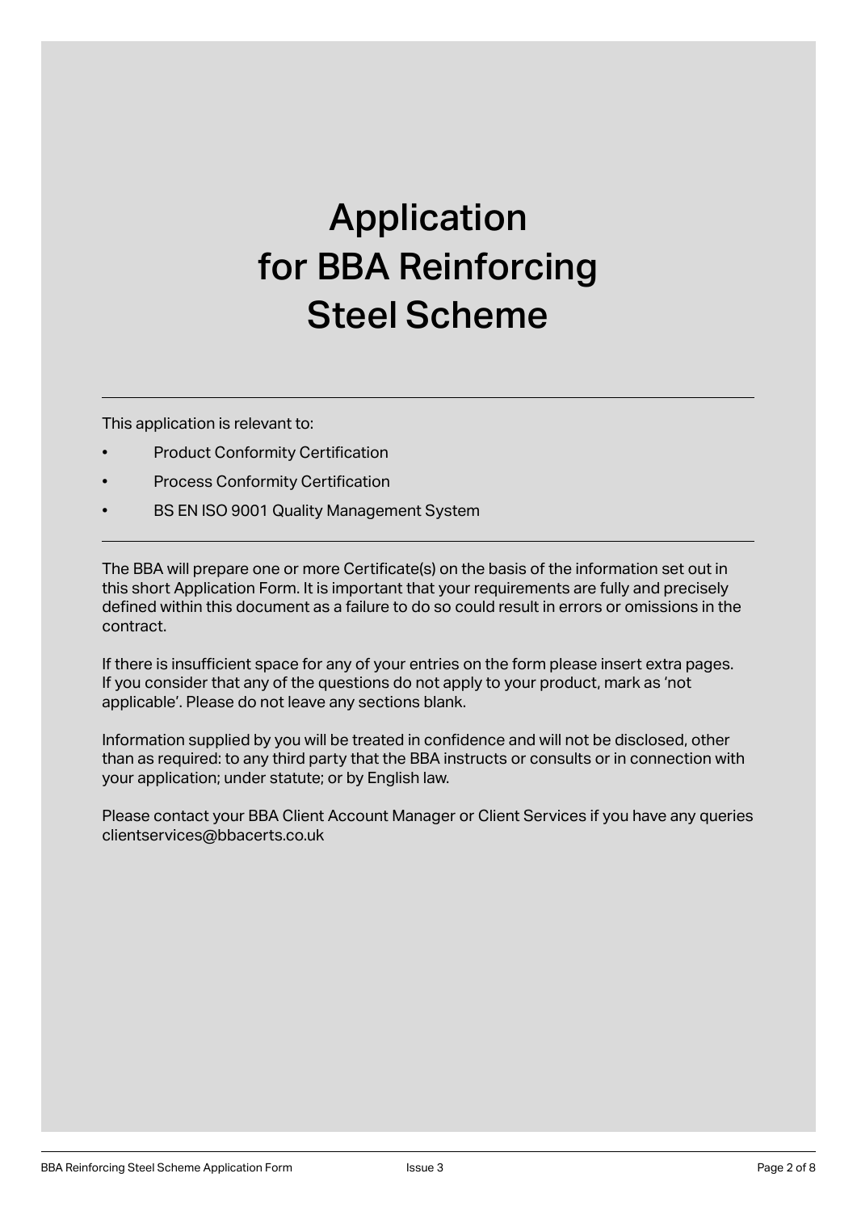# Application for BBA Reinforcing Steel Scheme

---

This application is relevant to:

- Product Conformity Certification
- Process Conformity Certification
- BS EN ISO 9001 Quality Management System

---

The BBA will prepare one or more Certificate(s) on the basis of the information set out in this short Application Form. It is important that your requirements are fully and precisely defined within this document as a failure to do so could result in errors or omissions in the contract.

If there is insufficient space for any of your entries on the form please insert extra pages. If you consider that any of the questions do not apply to your product, mark as 'not applicable'. Please do not leave any sections blank.

Information supplied by you will be treated in confidence and will not be disclosed, other than as required: to any third party that the BBA instructs or consults or in connection with your application; under statute; or by English law.

Please contact your BBA Client Account Manager or Client Services if you have any queries clientservices@bbacerts.co.uk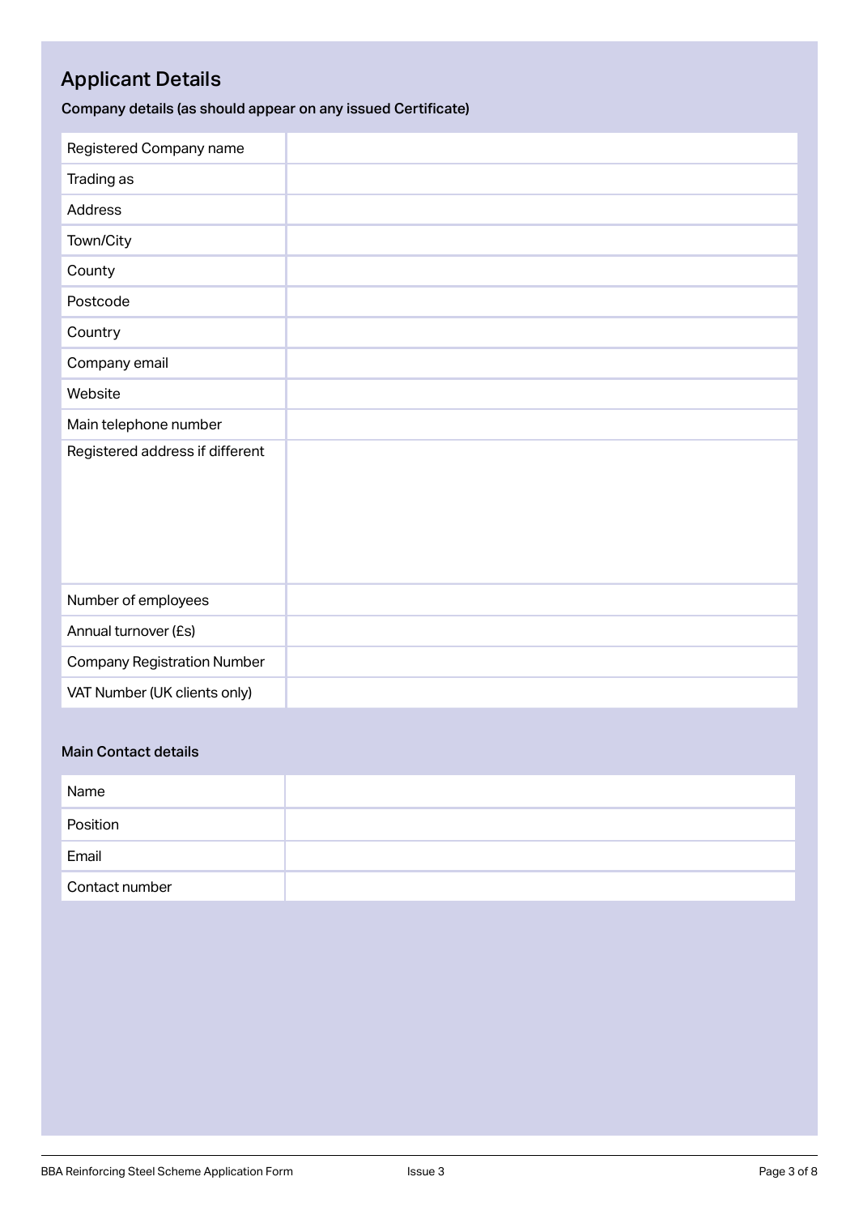## Applicant Details

**Company details (as should appear on any issued Certificate)**

| | |
|---|---|
| Registered Company name | |
| Trading as | |
| Address | |
| Town/City | |
| County | |
| Postcode | |
| Country | |
| Company email | |
| Website | |
| Main telephone number | |
| Registered address if different | |
| Number of employees | |
| Annual turnover (£s) | |
| Company Registration Number | |
| VAT Number (UK clients only) | |

**Main Contact details**

| | |
|---|---|
| Name | |
| Position | |
| Email | |
| Contact number | |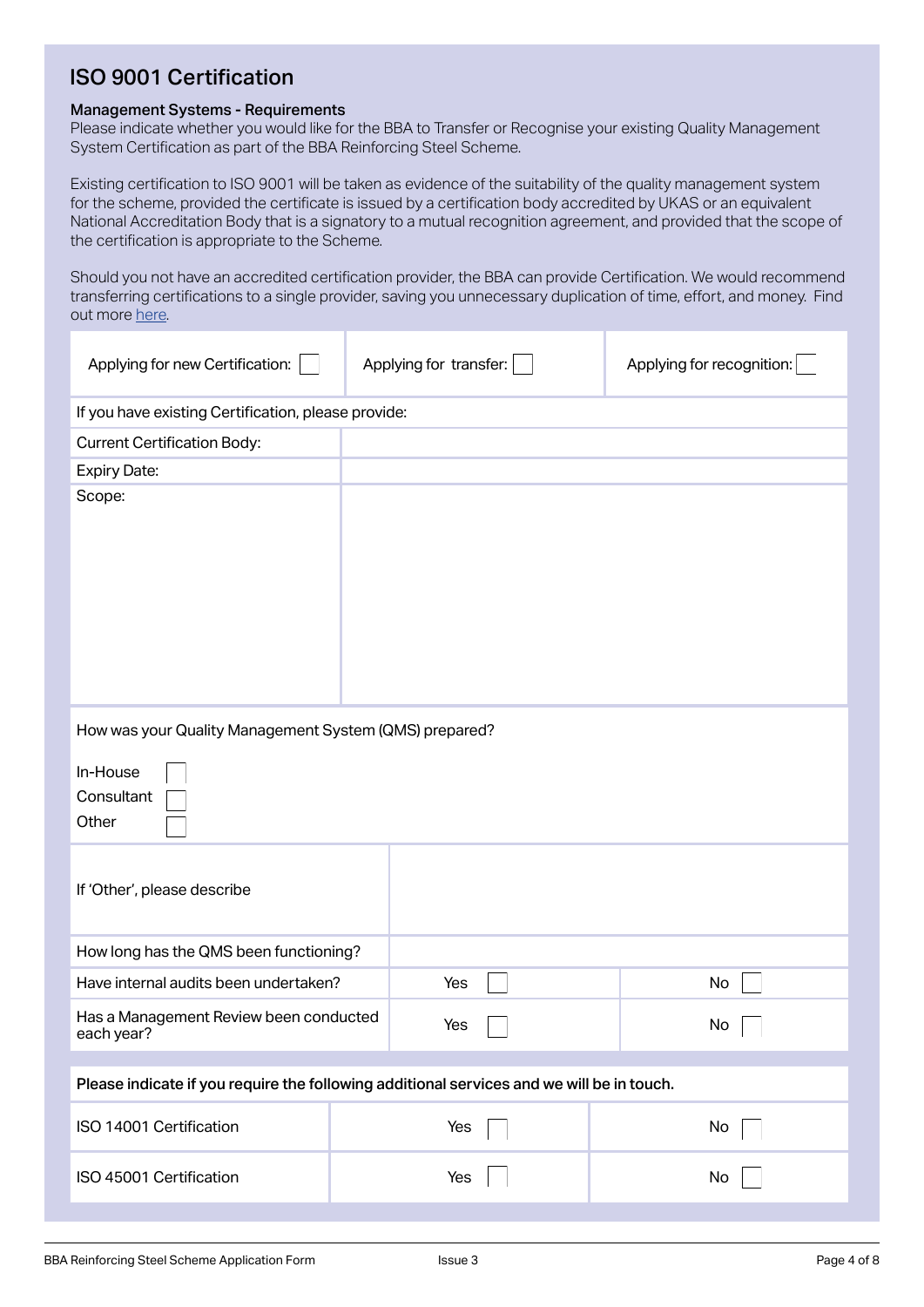## ISO 9001 Certification

**Management Systems - Requirements**

Please indicate whether you would like for the BBA to Transfer or Recognise your existing Quality Management System Certification as part of the BBA Reinforcing Steel Scheme.

Existing certification to ISO 9001 will be taken as evidence of the suitability of the quality management system for the scheme, provided the certificate is issued by a certification body accredited by UKAS or an equivalent National Accreditation Body that is a signatory to a mutual recognition agreement, and provided that the scope of the certification is appropriate to the Scheme.

Should you not have an accredited certification provider, the BBA can provide Certification. We would recommend transferring certifications to a single provider, saving you unnecessary duplication of time, effort, and money. Find out more here.

| Applying for new Certification: ☐ | Applying for transfer: ☐ | Applying for recognition: ☐ |
|---|---|---|

If you have existing Certification, please provide:

| | |
|---|---|
| Current Certification Body: | |
| Expiry Date: | |
| Scope: | |

How was your Quality Management System (QMS) prepared?

- In-House ☐
- Consultant ☐
- Other ☐

| | | |
|---|---|---|
| If 'Other', please describe | | |
| How long has the QMS been functioning? | | |
| Have internal audits been undertaken? | Yes ☐ | No ☐ |
| Has a Management Review been conducted each year? | Yes ☐ | No ☐ |

**Please indicate if you require the following additional services and we will be in touch.**

| | | |
|---|---|---|
| ISO 14001 Certification | Yes ☐ | No ☐ |
| ISO 45001 Certification | Yes ☐ | No ☐ |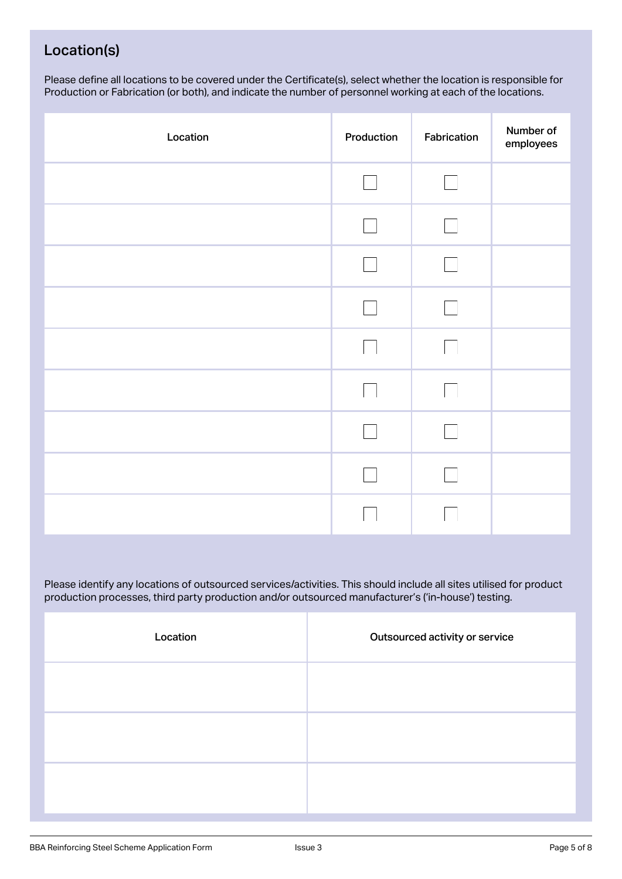## Location(s)

Please define all locations to be covered under the Certificate(s), select whether the location is responsible for Production or Fabrication (or both), and indicate the number of personnel working at each of the locations.

| Location | Production | Fabrication | Number of employees |
|---|---|---|---|
| | ☐ | ☐ | |
| | ☐ | ☐ | |
| | ☐ | ☐ | |
| | ☐ | ☐ | |
| | ☐ | ☐ | |
| | ☐ | ☐ | |
| | ☐ | ☐ | |
| | ☐ | ☐ | |
| | ☐ | ☐ | |

Please identify any locations of outsourced services/activities. This should include all sites utilised for product production processes, third party production and/or outsourced manufacturer's ('in-house') testing.

| Location | Outsourced activity or service |
|---|---|
| | |
| | |
| | |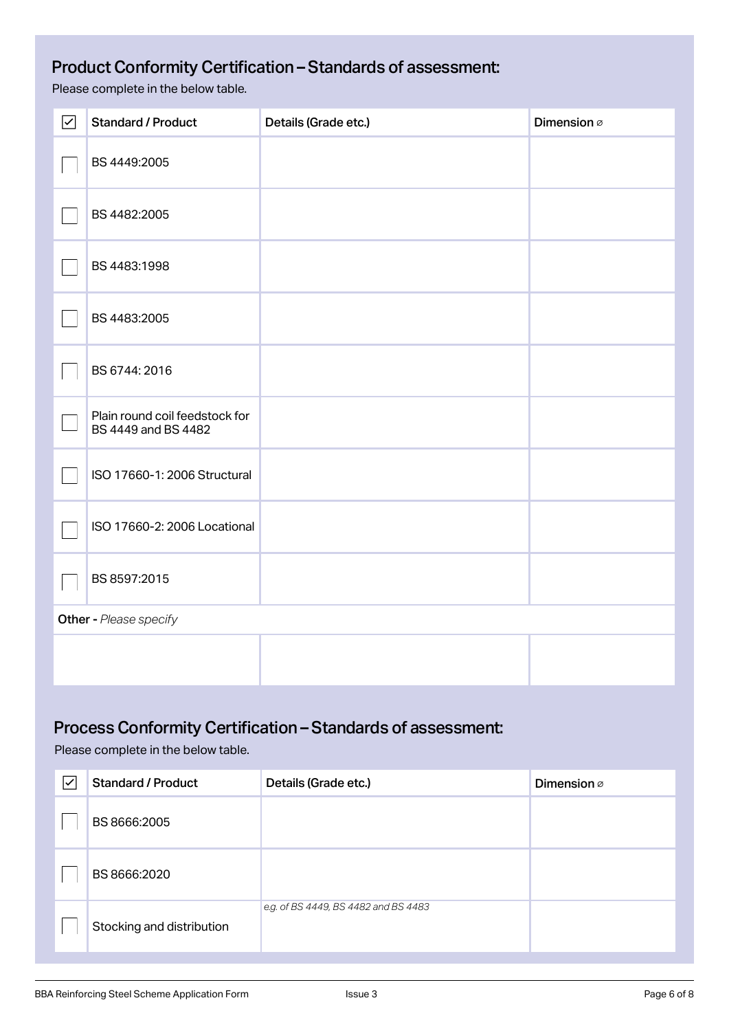## Product Conformity Certification – Standards of assessment:

Please complete in the below table.

| ☑ | Standard / Product | Details (Grade etc.) | Dimension ⌀ |
|---|---|---|---|
| ☐ | BS 4449:2005 | | |
| ☐ | BS 4482:2005 | | |
| ☐ | BS 4483:1998 | | |
| ☐ | BS 4483:2005 | | |
| ☐ | BS 6744: 2016 | | |
| ☐ | Plain round coil feedstock for BS 4449 and BS 4482 | | |
| ☐ | ISO 17660-1: 2006 Structural | | |
| ☐ | ISO 17660-2: 2006 Locational | | |
| ☐ | BS 8597:2015 | | |
| **Other -** *Please specify* | | | |
| | | | |

## Process Conformity Certification – Standards of assessment:

Please complete in the below table.

| ☑ | Standard / Product | Details (Grade etc.) | Dimension ⌀ |
|---|---|---|---|
| ☐ | BS 8666:2005 | | |
| ☐ | BS 8666:2020 | | |
| ☐ | Stocking and distribution | *e.g. of BS 4449, BS 4482 and BS 4483* | |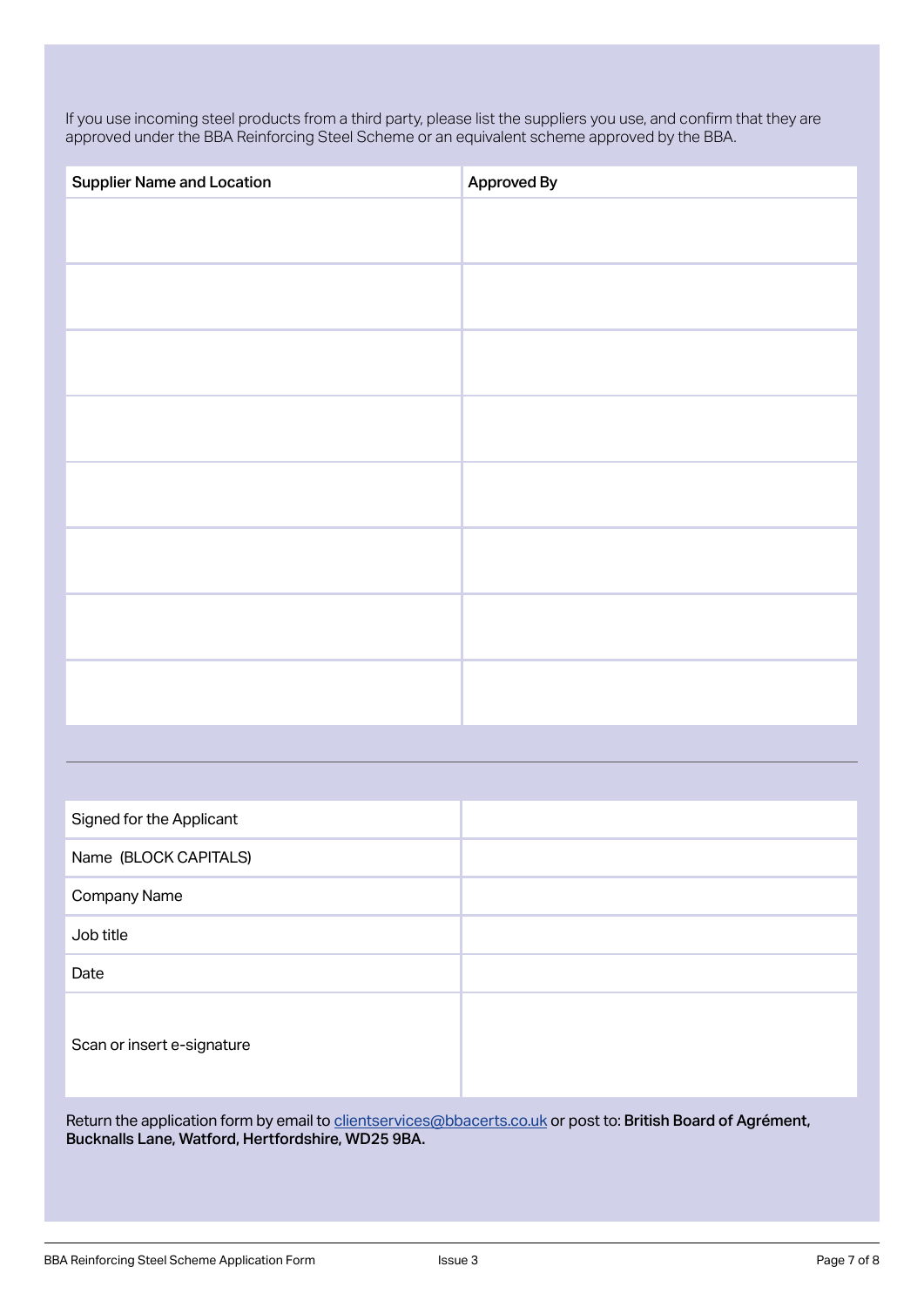If you use incoming steel products from a third party, please list the suppliers you use, and confirm that they are approved under the BBA Reinforcing Steel Scheme or an equivalent scheme approved by the BBA.

| Supplier Name and Location | Approved By |
| --- | --- |
| | |
| | |
| | |
| | |
| | |
| | |
| | |
| | |

---

| | |
| --- | --- |
| Signed for the Applicant | |
| Name (BLOCK CAPITALS) | |
| Company Name | |
| Job title | |
| Date | |
| Scan or insert e-signature | |

Return the application form by email to clientservices@bbacerts.co.uk or post to: **British Board of Agrément, Bucknalls Lane, Watford, Hertfordshire, WD25 9BA.**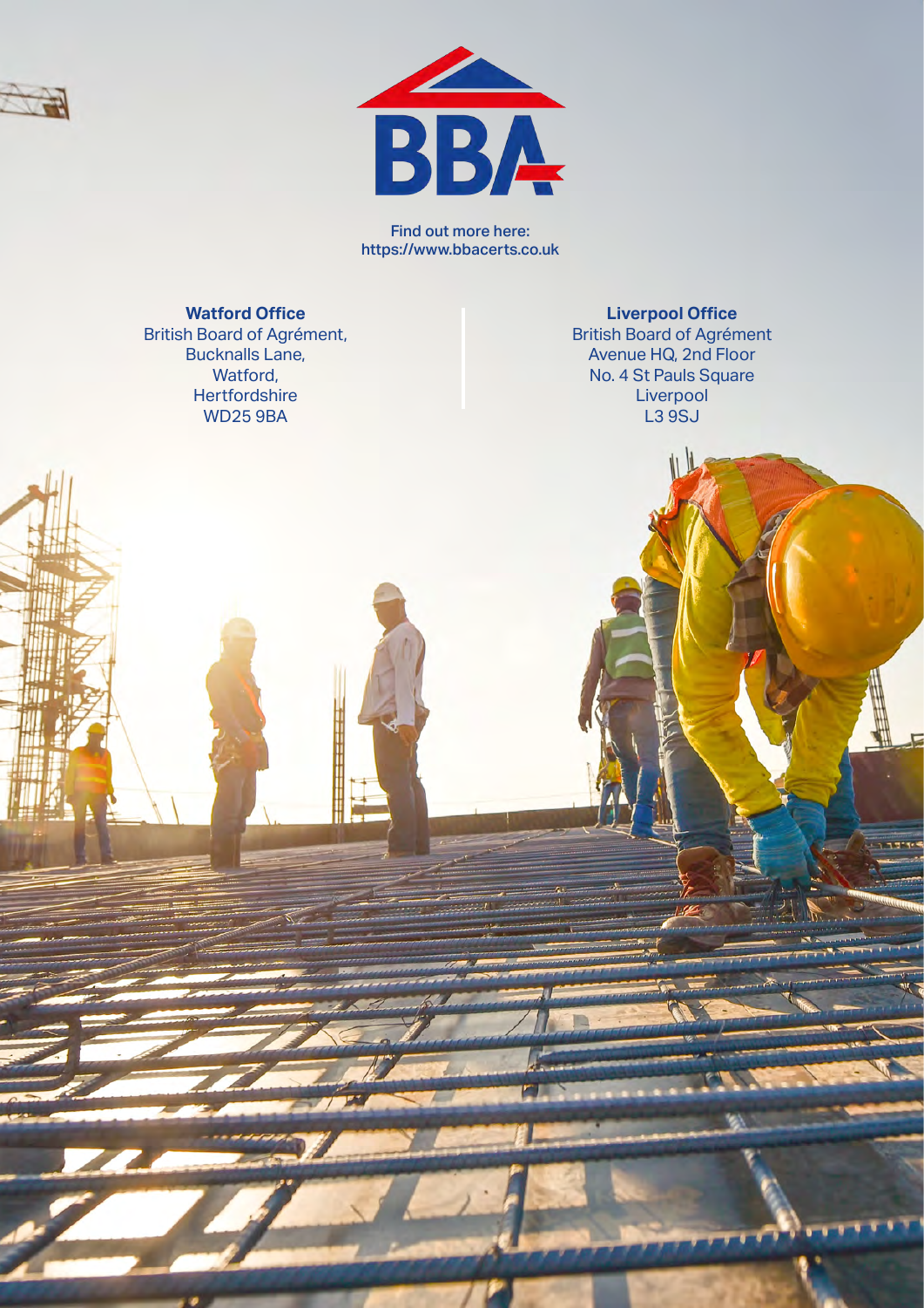BBA

Find out more here:
https://www.bbacerts.co.uk

**Watford Office**
British Board of Agrément,
Bucknalls Lane,
Watford,
Hertfordshire
WD25 9BA

**Liverpool Office**
British Board of Agrément
Avenue HQ, 2nd Floor
No. 4 St Pauls Square
Liverpool
L3 9SJ